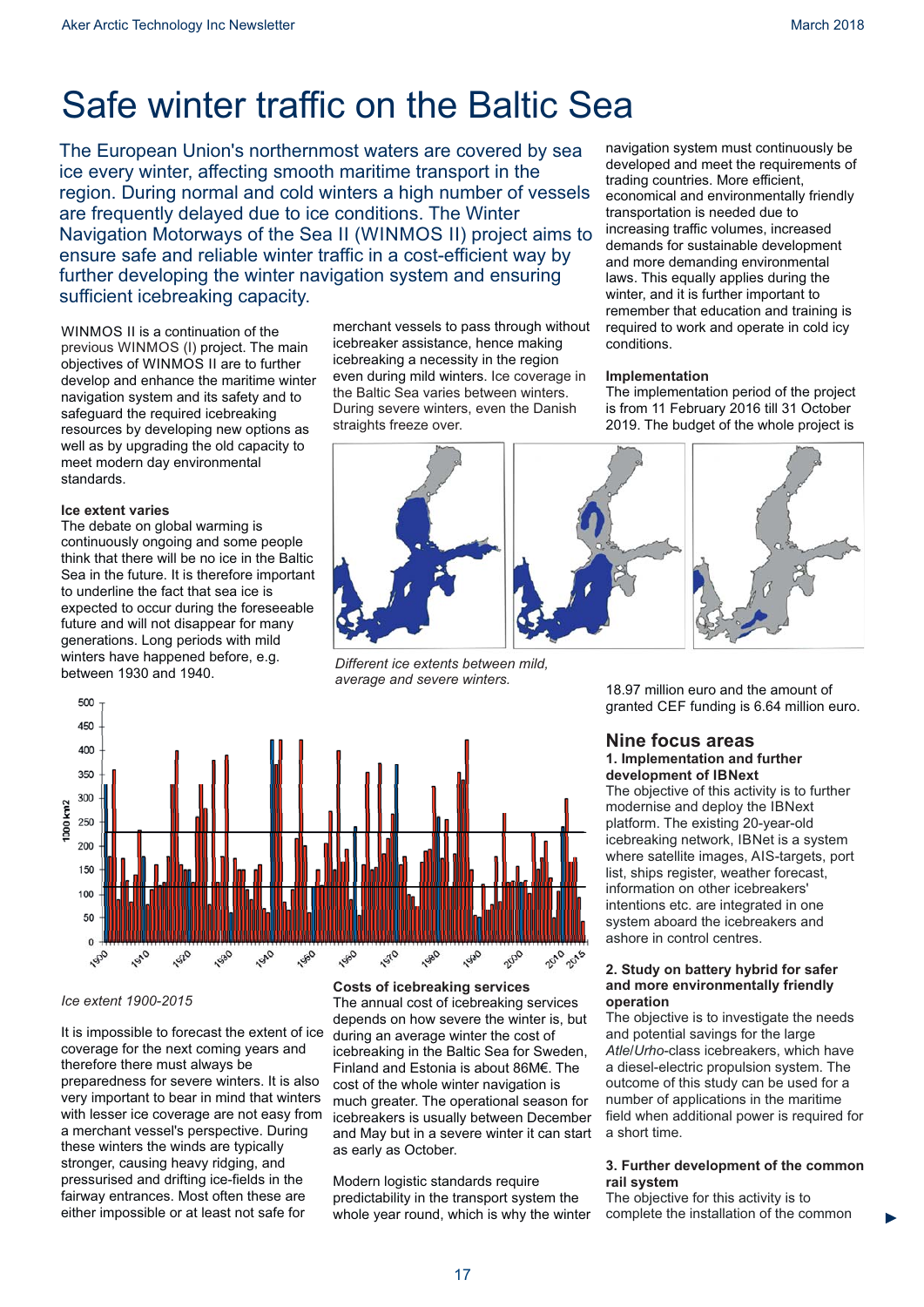# Safe winter traffic on the Baltic Sea

The European Union's northernmost waters are covered by sea ice every winter, affecting smooth maritime transport in the region. During normal and cold winters a high number of vessels are frequently delayed due to ice conditions. The Winter Navigation Motorways of the Sea II (WINMOS II) project aims to ensure safe and reliable winter traffic in a cost-efficient way by further developing the winter navigation system and ensuring sufficient icebreaking capacity.

WINMOS II is a continuation of the previous WINMOS (I) project. The main objectives of WINMOS II are to further develop and enhance the maritime winter navigation system and its safety and to safeguard the required icebreaking resources by developing new options as well as by upgrading the old capacity to meet modern day environmental standards.

### Ice extent varies

The debate on global warming is continuously ongoing and some people think that there will be no ice in the Baltic Sea in the future. It is therefore important to underline the fact that sea ice is expected to occur during the foreseeable future and will not disappear for many generations. Long periods with mild winters have happened before, e.g. between 1930 and 1940.

*Ice extent 1900-2015*

It is impossible to forecast the extent of ice coverage for the next coming years and therefore there must always be preparedness for severe winters. It is also very important to bear in mind that winters with lesser ice coverage are not easy from a merchant vessel's perspective. During these winters the winds are typically stronger, causing heavy ridging, and pressurised and drifting ice-fields in the fairway entrances. Most often these are either impossible or at least not safe for merchant vessels to pass through without icebreaker assistance, hence making icebreaking a necessity in the region even during mild winters. Ice coverage in the Baltic Sea varies between winters. During severe winters, even the Danish straights freeze over.

*Different ice extents between mild, average and severe winters.*

### Costs of icebreaking services

The annual cost of icebreaking services depends on how severe the winter is, but during an average winter the cost of icebreaking in the Baltic Sea for Sweden, Finland and Estonia is about 86M€. The cost of the whole winter navigation is much greater. The operational season for icebreakers is usually between December and May but in a severe winter it can start as early as October.

Modern logistic standards require predictability in the transport system the whole year round, which is why the winter navigation system must continuously be developed and meet the requirements of trading countries. More efficient, economical and environmentally friendly transportation is needed due to increasing traffic volumes, increased demands for sustainable development and more demanding environmental laws. This equally applies during the winter, and it is further important to remember that education and training is required to work and operate in cold icy conditions.

### Implementation

The implementation period of the project is from 11 February 2016 till 31 October 2019. The budget of the whole project is 18.97 million euro and the amount of granted CEF funding is 6.64 million euro.

## Nine focus areas

### 1. Implementation and further development of IBNext

The objective of this activity is to further modernise and deploy the IBNext platform. The existing 20-year-old icebreaking network, IBNet is a system where satellite images, AIS-targets, port list, ships register, weather forecast, information on other icebreakers' intentions etc. are integrated in one system aboard the icebreakers and ashore in control centres.

### 2. Study on battery hybrid for safer and more environmentally friendly operation

The objective is to investigate the needs and potential savings for the large *Atle*/*Urho*-class icebreakers, which have a diesel-electric propulsion system. The outcome of this study can be used for a number of applications in the maritime field when additional power is required for a short time.

### 3. Further development of the common rail system

The objective for this activity is to complete the installation of the common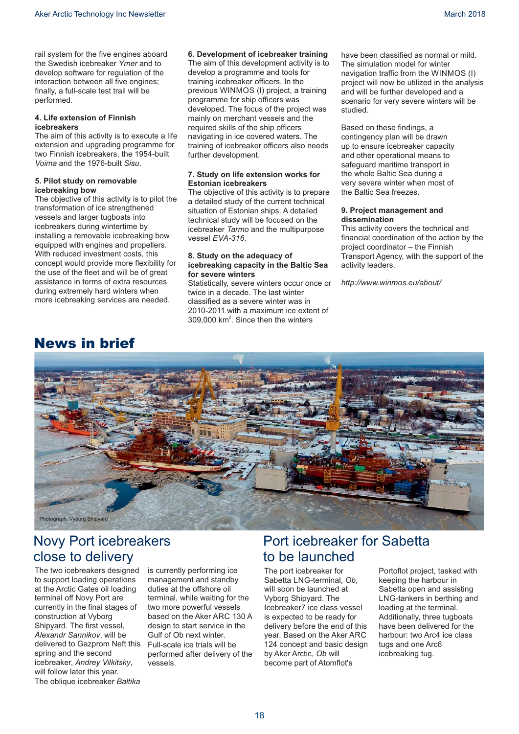rail system for the five engines aboard the Swedish icebreaker *Ymer* and to develop software for regulation of the interaction between all five engines; finally, a full-scale test trail will be performed.

**4. Life extension of Finnish icebreakers**
The aim of this activity is to execute a life extension and upgrading programme for two Finnish icebreakers, the 1954-built *Voima* and the 1976-built *Sisu*.

**5. Pilot study on removable icebreaking bow**
The objective of this activity is to pilot the transformation of ice strengthened vessels and larger tugboats into icebreakers during wintertime by installing a removable icebreaking bow equipped with engines and propellers. With reduced investment costs, this concept would provide more flexibility for the use of the fleet and will be of great assistance in terms of extra resources during extremely hard winters when more icebreaking services are needed.

**6. Development of icebreaker training**
The aim of this development activity is to develop a programme and tools for training icebreaker officers. In the previous WINMOS (I) project, a training programme for ship officers was developed. The focus of the project was mainly on merchant vessels and the required skills of the ship officers navigating in ice covered waters. The training of icebreaker officers also needs further development.

**7. Study on life extension works for Estonian icebreakers**
The objective of this activity is to prepare a detailed study of the current technical situation of Estonian ships. A detailed technical study will be focused on the icebreaker *Tarmo* and the multipurpose vessel *EVA-316*.

**8. Study on the adequacy of icebreaking capacity in the Baltic Sea for severe winters**
Statistically, severe winters occur once or twice in a decade. The last winter classified as a severe winter was in 2010-2011 with a maximum ice extent of 309,000 km$^2$. Since then the winters have been classified as normal or mild. The simulation model for winter navigation traffic from the WINMOS (I) project will now be utilized in the analysis and will be further developed and a scenario for very severe winters will be studied.

Based on these findings, a contingency plan will be drawn up to ensure icebreaker capacity and other operational means to safeguard maritime transport in the whole Baltic Sea during a very severe winter when most of the Baltic Sea freezes.

**9. Project management and dissemination**
This activity covers the technical and financial coordination of the action by the project coordinator – the Finnish Transport Agency, with the support of the activity leaders.

*http://www.winmos.eu/about/*

# News in brief

Photograph: Vyborg Shipyard

## Novy Port icebreakers close to delivery

The two icebreakers designed to support loading operations at the Arctic Gates oil loading terminal off Novy Port are currently in the final stages of construction at Vyborg Shipyard. The first vessel, *Alexandr Sannikov*, will be delivered to Gazprom Neft this spring and the second icebreaker, *Andrey Vilkitsky*, will follow later this year. The oblique icebreaker *Baltika* is currently performing ice management and standby duties at the offshore oil terminal, while waiting for the two more powerful vessels based on the Aker ARC 130 A design to start service in the Gulf of Ob next winter. Full-scale ice trials will be performed after delivery of the vessels.

## Port icebreaker for Sabetta to be launched

The port icebreaker for Sabetta LNG-terminal, *Ob*, will soon be launched at Vyborg Shipyard. The Icebreaker7 ice class vessel is expected to be ready for delivery before the end of this year. Based on the Aker ARC 124 concept and basic design by Aker Arctic, *Ob* will become part of Atomflot's Portoflot project, tasked with keeping the harbour in Sabetta open and assisting LNG-tankers in berthing and loading at the terminal. Additionally, three tugboats have been delivered for the harbour: two Arc4 ice class tugs and one Arc6 icebreaking tug.